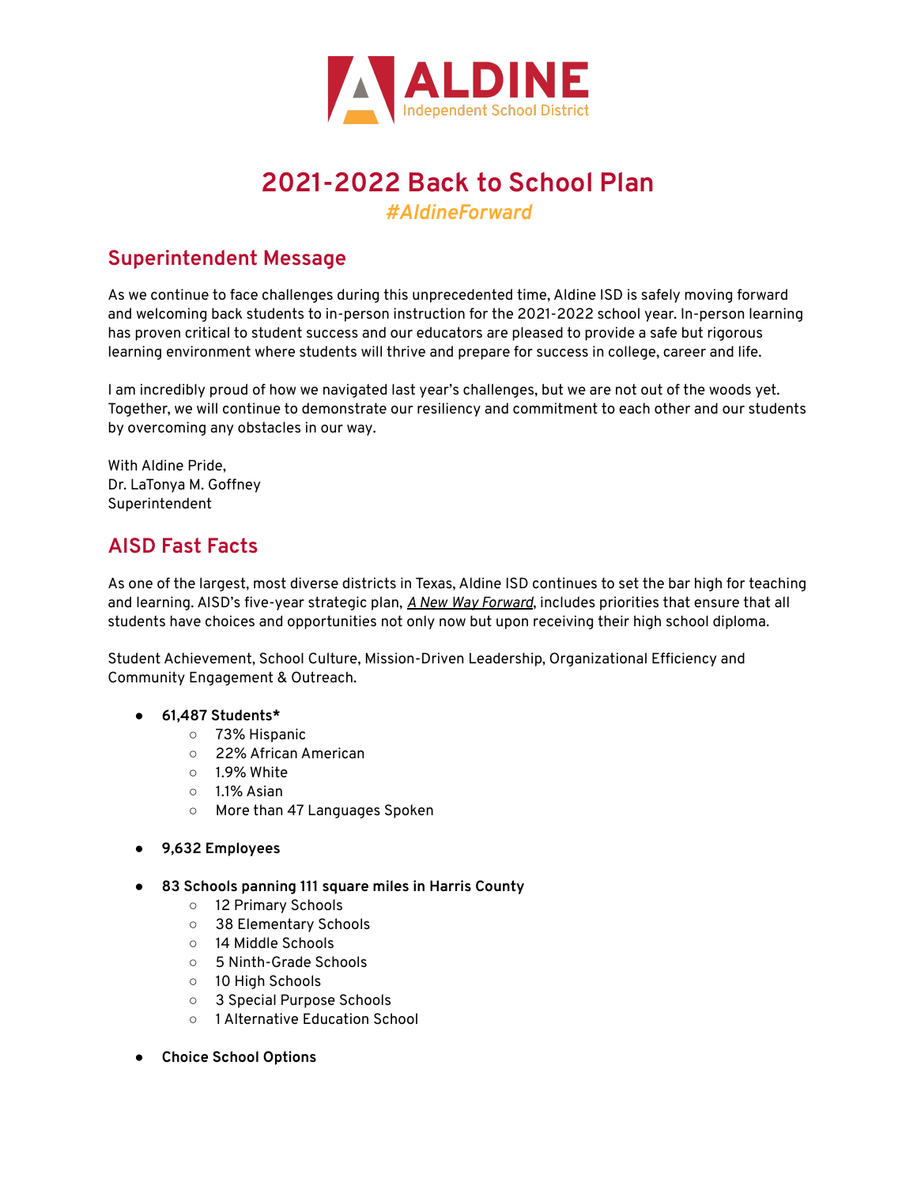ALDINE
Independent School District

# 2021-2022 Back to School Plan

***#AldineForward***

## Superintendent Message

As we continue to face challenges during this unprecedented time, Aldine ISD is safely moving forward and welcoming back students to in-person instruction for the 2021-2022 school year. In-person learning has proven critical to student success and our educators are pleased to provide a safe but rigorous learning environment where students will thrive and prepare for success in college, career and life.

I am incredibly proud of how we navigated last year's challenges, but we are not out of the woods yet. Together, we will continue to demonstrate our resiliency and commitment to each other and our students by overcoming any obstacles in our way.

With Aldine Pride,
Dr. LaTonya M. Goffney
Superintendent

## AISD Fast Facts

As one of the largest, most diverse districts in Texas, Aldine ISD continues to set the bar high for teaching and learning. AISD's five-year strategic plan, *A New Way Forward*, includes priorities that ensure that all students have choices and opportunities not only now but upon receiving their high school diploma.

Student Achievement, School Culture, Mission-Driven Leadership, Organizational Efficiency and Community Engagement & Outreach.

- **61,487 Students***
    - 73% Hispanic
    - 22% African American
    - 1.9% White
    - 1.1% Asian
    - More than 47 Languages Spoken

- **9,632 Employees**

- **83 Schools panning 111 square miles in Harris County**
    - 12 Primary Schools
    - 38 Elementary Schools
    - 14 Middle Schools
    - 5 Ninth-Grade Schools
    - 10 High Schools
    - 3 Special Purpose Schools
    - 1 Alternative Education School

- **Choice School Options**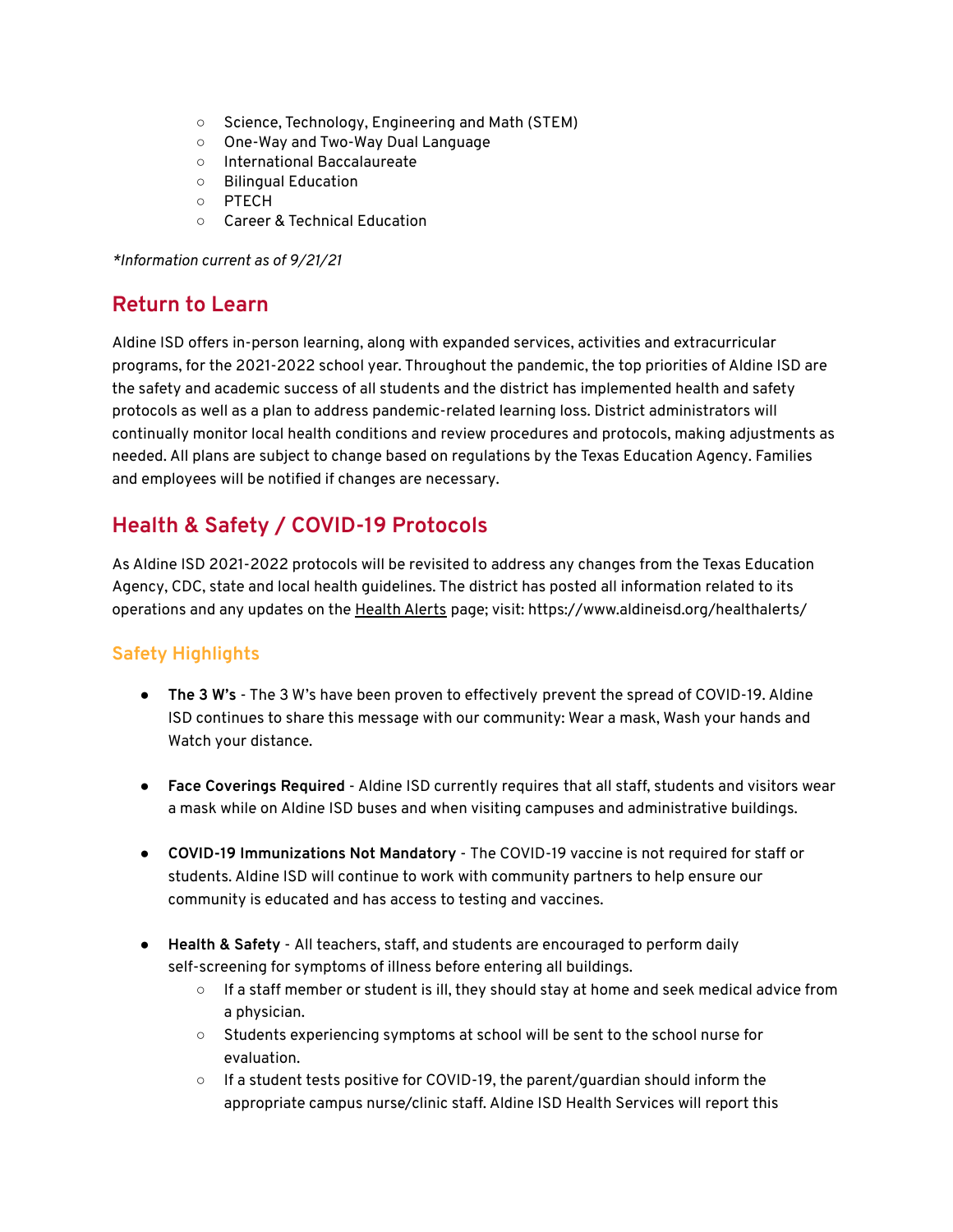- Science, Technology, Engineering and Math (STEM)
- One-Way and Two-Way Dual Language
- International Baccalaureate
- Bilingual Education
- PTECH
- Career & Technical Education

*\*Information current as of 9/21/21*

## Return to Learn

Aldine ISD offers in-person learning, along with expanded services, activities and extracurricular programs, for the 2021-2022 school year. Throughout the pandemic, the top priorities of Aldine ISD are the safety and academic success of all students and the district has implemented health and safety protocols as well as a plan to address pandemic-related learning loss. District administrators will continually monitor local health conditions and review procedures and protocols, making adjustments as needed. All plans are subject to change based on regulations by the Texas Education Agency. Families and employees will be notified if changes are necessary.

## Health & Safety / COVID-19 Protocols

As Aldine ISD 2021-2022 protocols will be revisited to address any changes from the Texas Education Agency, CDC, state and local health guidelines. The district has posted all information related to its operations and any updates on the Health Alerts page; visit: https://www.aldineisd.org/healthalerts/

### Safety Highlights

- **The 3 W's** - The 3 W's have been proven to effectively prevent the spread of COVID-19. Aldine ISD continues to share this message with our community: Wear a mask, Wash your hands and Watch your distance.

- **Face Coverings Required** - Aldine ISD currently requires that all staff, students and visitors wear a mask while on Aldine ISD buses and when visiting campuses and administrative buildings.

- **COVID-19 Immunizations Not Mandatory** - The COVID-19 vaccine is not required for staff or students. Aldine ISD will continue to work with community partners to help ensure our community is educated and has access to testing and vaccines.

- **Health & Safety** - All teachers, staff, and students are encouraged to perform daily self-screening for symptoms of illness before entering all buildings.
  - If a staff member or student is ill, they should stay at home and seek medical advice from a physician.
  - Students experiencing symptoms at school will be sent to the school nurse for evaluation.
  - If a student tests positive for COVID-19, the parent/guardian should inform the appropriate campus nurse/clinic staff. Aldine ISD Health Services will report this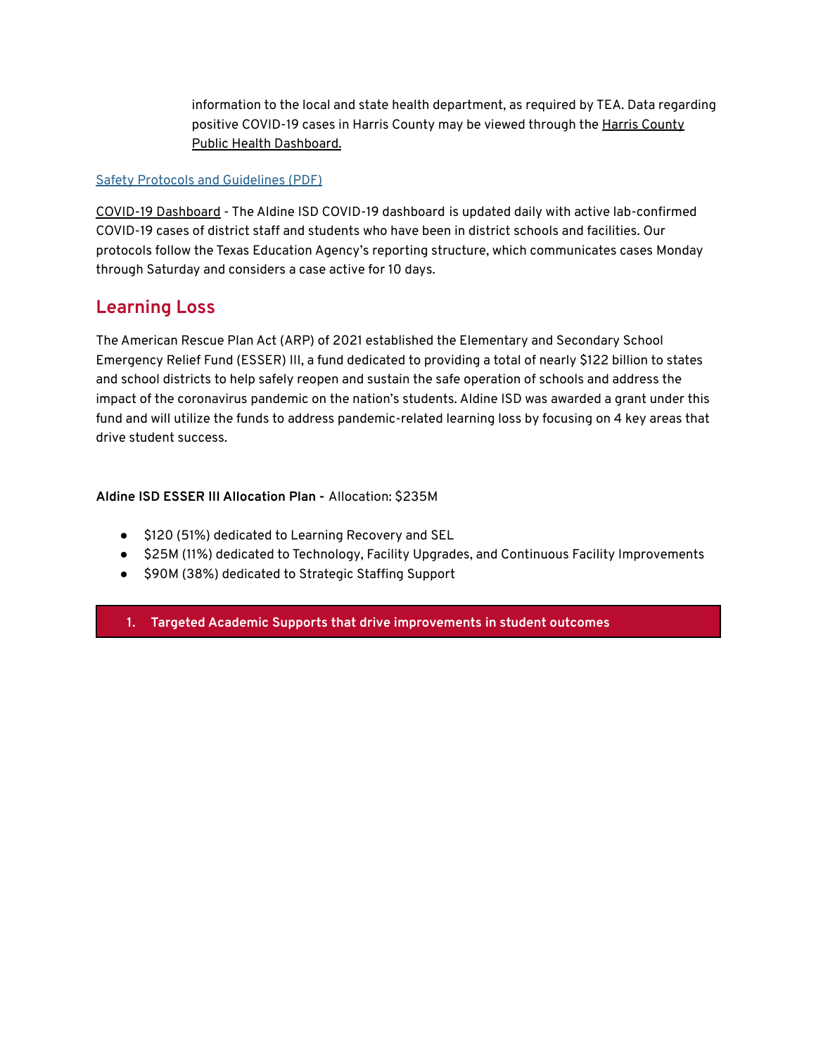information to the local and state health department, as required by TEA. Data regarding positive COVID-19 cases in Harris County may be viewed through the Harris County Public Health Dashboard.

Safety Protocols and Guidelines (PDF)

COVID-19 Dashboard - The Aldine ISD COVID-19 dashboard is updated daily with active lab-confirmed COVID-19 cases of district staff and students who have been in district schools and facilities. Our protocols follow the Texas Education Agency's reporting structure, which communicates cases Monday through Saturday and considers a case active for 10 days.

## Learning Loss

The American Rescue Plan Act (ARP) of 2021 established the Elementary and Secondary School Emergency Relief Fund (ESSER) III, a fund dedicated to providing a total of nearly $122 billion to states and school districts to help safely reopen and sustain the safe operation of schools and address the impact of the coronavirus pandemic on the nation's students. Aldine ISD was awarded a grant under this fund and will utilize the funds to address pandemic-related learning loss by focusing on 4 key areas that drive student success.

**Aldine ISD ESSER III Allocation Plan -** Allocation: $235M

- $120 (51%) dedicated to Learning Recovery and SEL
- $25M (11%) dedicated to Technology, Facility Upgrades, and Continuous Facility Improvements
- $90M (38%) dedicated to Strategic Staffing Support

**1. Targeted Academic Supports that drive improvements in student outcomes**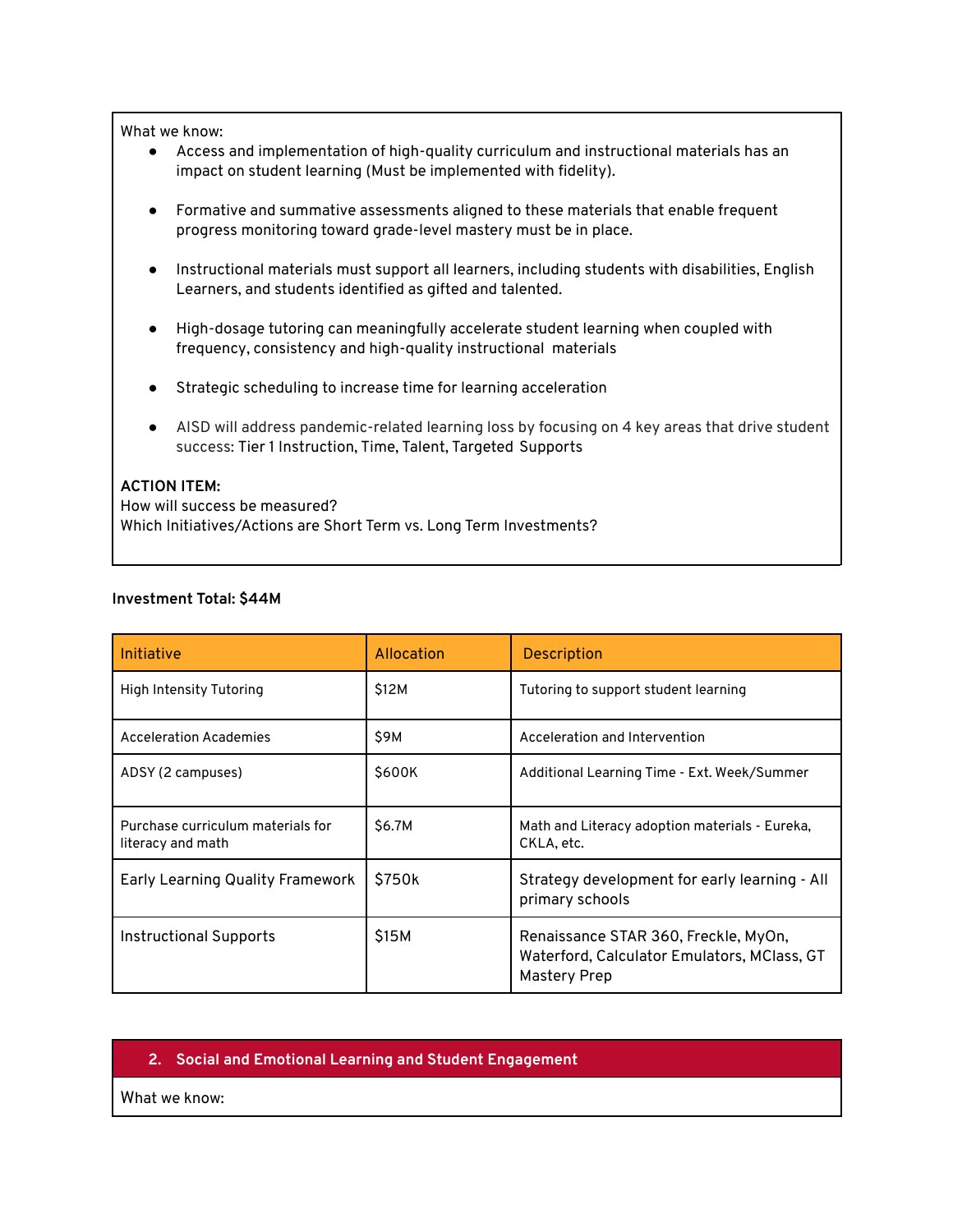What we know:

- Access and implementation of high-quality curriculum and instructional materials has an impact on student learning (Must be implemented with fidelity).
- Formative and summative assessments aligned to these materials that enable frequent progress monitoring toward grade-level mastery must be in place.
- Instructional materials must support all learners, including students with disabilities, English Learners, and students identified as gifted and talented.
- High-dosage tutoring can meaningfully accelerate student learning when coupled with frequency, consistency and high-quality instructional materials
- Strategic scheduling to increase time for learning acceleration
- AISD will address pandemic-related learning loss by focusing on 4 key areas that drive student success: Tier 1 Instruction, Time, Talent, Targeted Supports

**ACTION ITEM:**
How will success be measured?
Which Initiatives/Actions are Short Term vs. Long Term Investments?

**Investment Total: $44M**

| Initiative | Allocation | Description |
|---|---|---|
| High Intensity Tutoring | $12M | Tutoring to support student learning |
| Acceleration Academies | $9M | Acceleration and Intervention |
| ADSY (2 campuses) | $600K | Additional Learning Time - Ext. Week/Summer |
| Purchase curriculum materials for literacy and math | $6.7M | Math and Literacy adoption materials - Eureka, CKLA, etc. |
| Early Learning Quality Framework | $750k | Strategy development for early learning - All primary schools |
| Instructional Supports | $15M | Renaissance STAR 360, Freckle, MyOn, Waterford, Calculator Emulators, MClass, GT Mastery Prep |

## 2. Social and Emotional Learning and Student Engagement

What we know: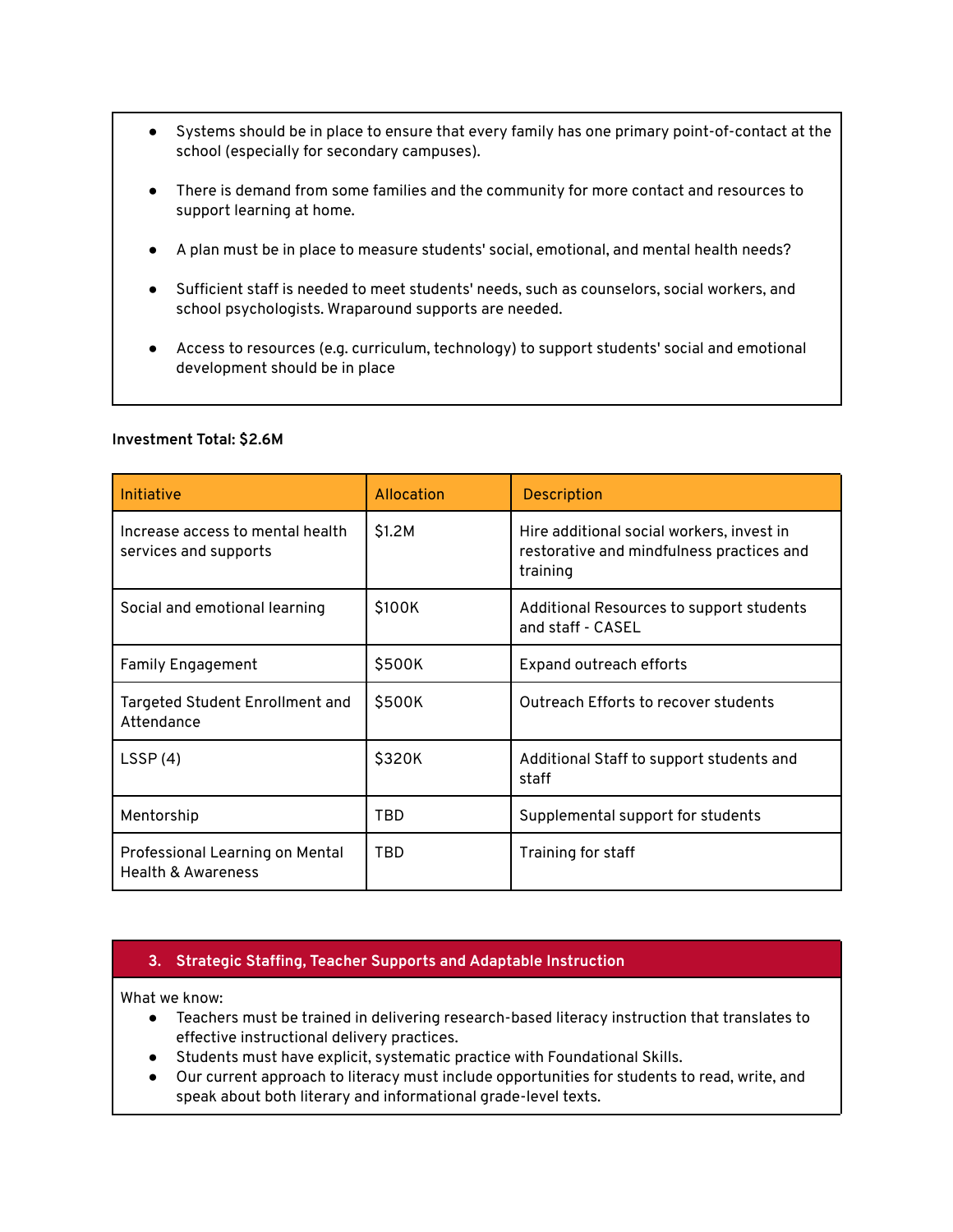- Systems should be in place to ensure that every family has one primary point-of-contact at the school (especially for secondary campuses).
- There is demand from some families and the community for more contact and resources to support learning at home.
- A plan must be in place to measure students' social, emotional, and mental health needs?
- Sufficient staff is needed to meet students' needs, such as counselors, social workers, and school psychologists. Wraparound supports are needed.
- Access to resources (e.g. curriculum, technology) to support students' social and emotional development should be in place

**Investment Total: $2.6M**

| Initiative | Allocation | Description |
| --- | --- | --- |
| Increase access to mental health services and supports | $1.2M | Hire additional social workers, invest in restorative and mindfulness practices and training |
| Social and emotional learning | $100K | Additional Resources to support students and staff - CASEL |
| Family Engagement | $500K | Expand outreach efforts |
| Targeted Student Enrollment and Attendance | $500K | Outreach Efforts to recover students |
| LSSP (4) | $320K | Additional Staff to support students and staff |
| Mentorship | TBD | Supplemental support for students |
| Professional Learning on Mental Health & Awareness | TBD | Training for staff |

## 3. Strategic Staffing, Teacher Supports and Adaptable Instruction

What we know:

- Teachers must be trained in delivering research-based literacy instruction that translates to effective instructional delivery practices.
- Students must have explicit, systematic practice with Foundational Skills.
- Our current approach to literacy must include opportunities for students to read, write, and speak about both literary and informational grade-level texts.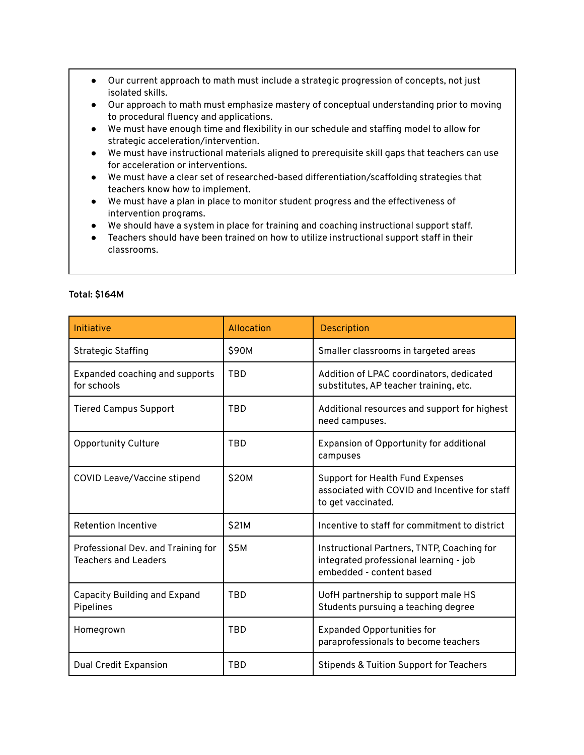- Our current approach to math must include a strategic progression of concepts, not just isolated skills.
- Our approach to math must emphasize mastery of conceptual understanding prior to moving to procedural fluency and applications.
- We must have enough time and flexibility in our schedule and staffing model to allow for strategic acceleration/intervention.
- We must have instructional materials aligned to prerequisite skill gaps that teachers can use for acceleration or interventions.
- We must have a clear set of researched-based differentiation/scaffolding strategies that teachers know how to implement.
- We must have a plan in place to monitor student progress and the effectiveness of intervention programs.
- We should have a system in place for training and coaching instructional support staff.
- Teachers should have been trained on how to utilize instructional support staff in their classrooms.

**Total: $164M**

| Initiative | Allocation | Description |
|---|---|---|
| Strategic Staffing | $90M | Smaller classrooms in targeted areas |
| Expanded coaching and supports for schools | TBD | Addition of LPAC coordinators, dedicated substitutes, AP teacher training, etc. |
| Tiered Campus Support | TBD | Additional resources and support for highest need campuses. |
| Opportunity Culture | TBD | Expansion of Opportunity for additional campuses |
| COVID Leave/Vaccine stipend | $20M | Support for Health Fund Expenses associated with COVID and Incentive for staff to get vaccinated. |
| Retention Incentive | $21M | Incentive to staff for commitment to district |
| Professional Dev. and Training for Teachers and Leaders | $5M | Instructional Partners, TNTP, Coaching for integrated professional learning - job embedded - content based |
| Capacity Building and Expand Pipelines | TBD | UofH partnership to support male HS Students pursuing a teaching degree |
| Homegrown | TBD | Expanded Opportunities for paraprofessionals to become teachers |
| Dual Credit Expansion | TBD | Stipends & Tuition Support for Teachers |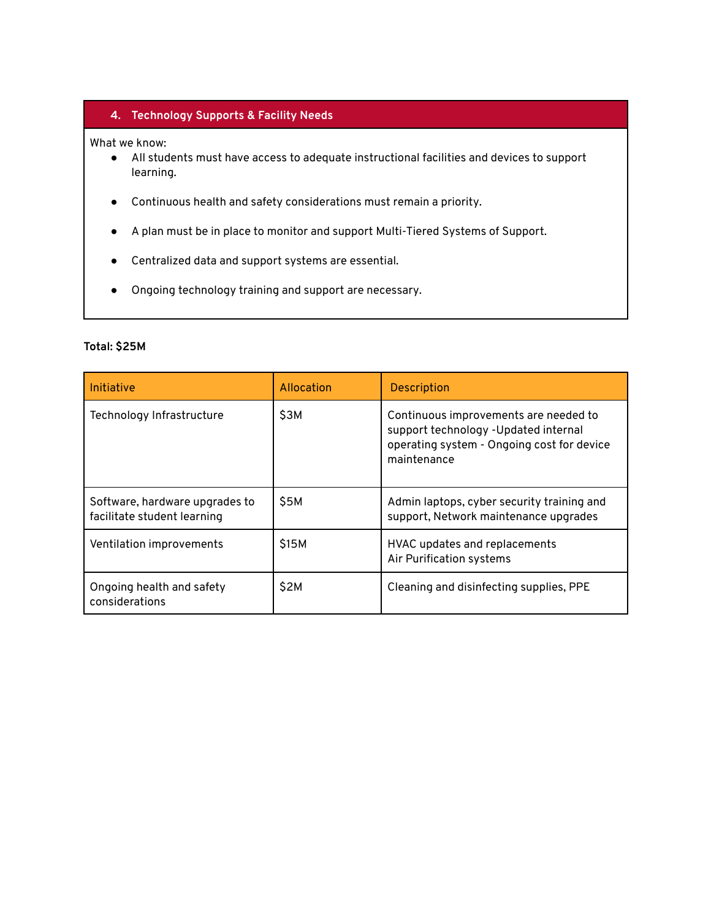## 4. Technology Supports & Facility Needs

What we know:

- All students must have access to adequate instructional facilities and devices to support learning.
- Continuous health and safety considerations must remain a priority.
- A plan must be in place to monitor and support Multi-Tiered Systems of Support.
- Centralized data and support systems are essential.
- Ongoing technology training and support are necessary.

**Total: $25M**

| Initiative | Allocation | Description |
|---|---|---|
| Technology Infrastructure | $3M | Continuous improvements are needed to support technology -Updated internal operating system - Ongoing cost for device maintenance |
| Software, hardware upgrades to facilitate student learning | $5M | Admin laptops, cyber security training and support, Network maintenance upgrades |
| Ventilation improvements | $15M | HVAC updates and replacements<br>Air Purification systems |
| Ongoing health and safety considerations | $2M | Cleaning and disinfecting supplies, PPE |